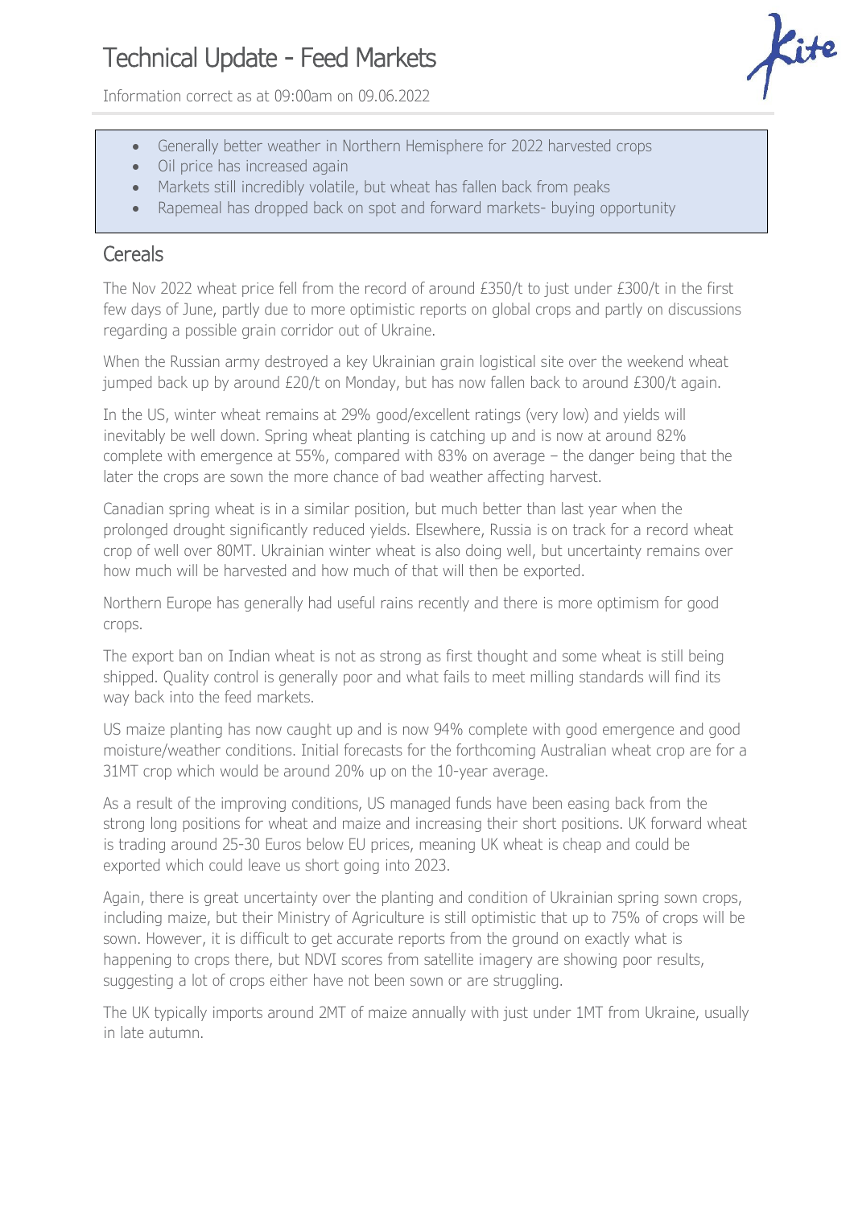# Technical Update - Feed Markets

Information correct as at 09:00am on 09.06.2022

- Generally better weather in Northern Hemisphere for 2022 harvested crops
- Oil price has increased again
- Markets still incredibly volatile, but wheat has fallen back from peaks
- Rapemeal has dropped back on spot and forward markets- buying opportunity

## Cereals

The Nov 2022 wheat price fell from the record of around £350/t to just under £300/t in the first few days of June, partly due to more optimistic reports on global crops and partly on discussions regarding a possible grain corridor out of Ukraine.

When the Russian army destroyed a key Ukrainian grain logistical site over the weekend wheat jumped back up by around £20/t on Monday, but has now fallen back to around £300/t again.

In the US, winter wheat remains at 29% good/excellent ratings (very low) and yields will inevitably be well down. Spring wheat planting is catching up and is now at around 82% complete with emergence at 55%, compared with 83% on average – the danger being that the later the crops are sown the more chance of bad weather affecting harvest.

Canadian spring wheat is in a similar position, but much better than last year when the prolonged drought significantly reduced yields. Elsewhere, Russia is on track for a record wheat crop of well over 80MT. Ukrainian winter wheat is also doing well, but uncertainty remains over how much will be harvested and how much of that will then be exported.

Northern Europe has generally had useful rains recently and there is more optimism for good crops.

The export ban on Indian wheat is not as strong as first thought and some wheat is still being shipped. Quality control is generally poor and what fails to meet milling standards will find its way back into the feed markets.

US maize planting has now caught up and is now 94% complete with good emergence and good moisture/weather conditions. Initial forecasts for the forthcoming Australian wheat crop are for a 31MT crop which would be around 20% up on the 10-year average.

As a result of the improving conditions, US managed funds have been easing back from the strong long positions for wheat and maize and increasing their short positions. UK forward wheat is trading around 25-30 Euros below EU prices, meaning UK wheat is cheap and could be exported which could leave us short going into 2023.

Again, there is great uncertainty over the planting and condition of Ukrainian spring sown crops, including maize, but their Ministry of Agriculture is still optimistic that up to 75% of crops will be sown. However, it is difficult to get accurate reports from the ground on exactly what is happening to crops there, but NDVI scores from satellite imagery are showing poor results, suggesting a lot of crops either have not been sown or are struggling.

The UK typically imports around 2MT of maize annually with just under 1MT from Ukraine, usually in late autumn.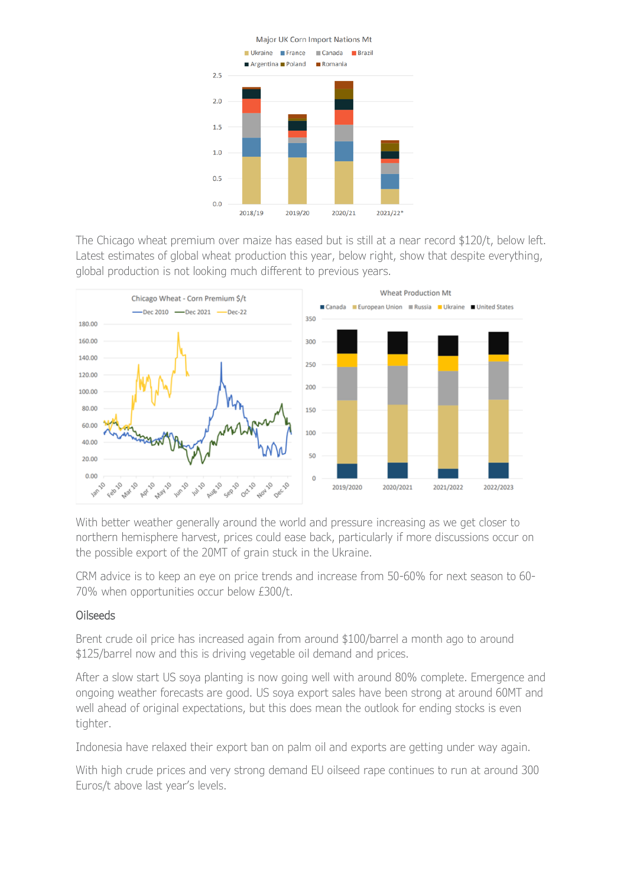The Chicago wheat premium over maize has eased but is still at a near record $120/t, below left. Latest estimates of global wheat production this year, below right, show that despite everything, global production is not looking much different to previous years.

With better weather generally around the world and pressure increasing as we get closer to northern hemisphere harvest, prices could ease back, particularly if more discussions occur on the possible export of the 20MT of grain stuck in the Ukraine.

CRM advice is to keep an eye on price trends and increase from 50-60% for next season to 60-70% when opportunities occur below £300/t.

## Oilseeds

Brent crude oil price has increased again from around $100/barrel a month ago to around $125/barrel now and this is driving vegetable oil demand and prices.

After a slow start US soya planting is now going well with around 80% complete. Emergence and ongoing weather forecasts are good. US soya export sales have been strong at around 60MT and well ahead of original expectations, but this does mean the outlook for ending stocks is even tighter.

Indonesia have relaxed their export ban on palm oil and exports are getting under way again.

With high crude prices and very strong demand EU oilseed rape continues to run at around 300 Euros/t above last year's levels.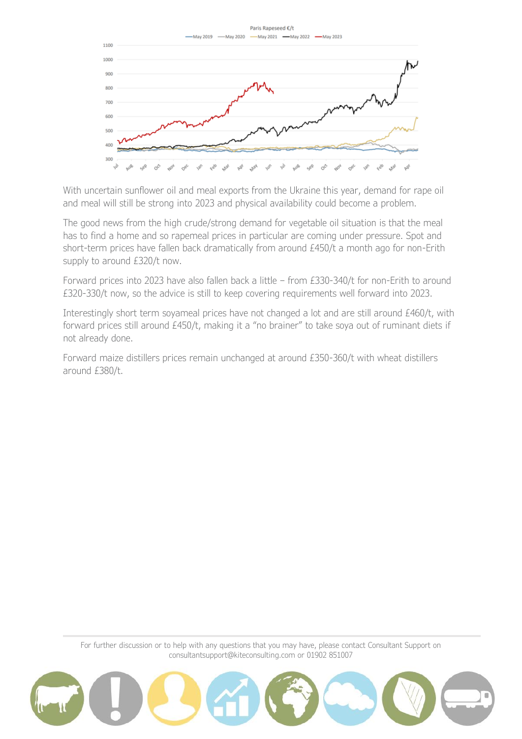Paris Rapeseed €/t

May 2019 — May 2020 — May 2021 — May 2022 — May 2023

1100
1000
900
800
700
600
500
400
300

Jul Aug Sep Oct Nov Dec Jan Feb Mar Apr May Jun Jul Aug Sep Oct Nov Dec Jan Feb Mar Apr

With uncertain sunflower oil and meal exports from the Ukraine this year, demand for rape oil and meal will still be strong into 2023 and physical availability could become a problem.

The good news from the high crude/strong demand for vegetable oil situation is that the meal has to find a home and so rapemeal prices in particular are coming under pressure. Spot and short-term prices have fallen back dramatically from around £450/t a month ago for non-Erith supply to around £320/t now.

Forward prices into 2023 have also fallen back a little – from £330-340/t for non-Erith to around £320-330/t now, so the advice is still to keep covering requirements well forward into 2023.

Interestingly short term soyameal prices have not changed a lot and are still around £460/t, with forward prices still around £450/t, making it a "no brainer" to take soya out of ruminant diets if not already done.

Forward maize distillers prices remain unchanged at around £350-360/t with wheat distillers around £380/t.

For further discussion or to help with any questions that you may have, please contact Consultant Support on consultantsupport@kiteconsulting.com or 01902 851007